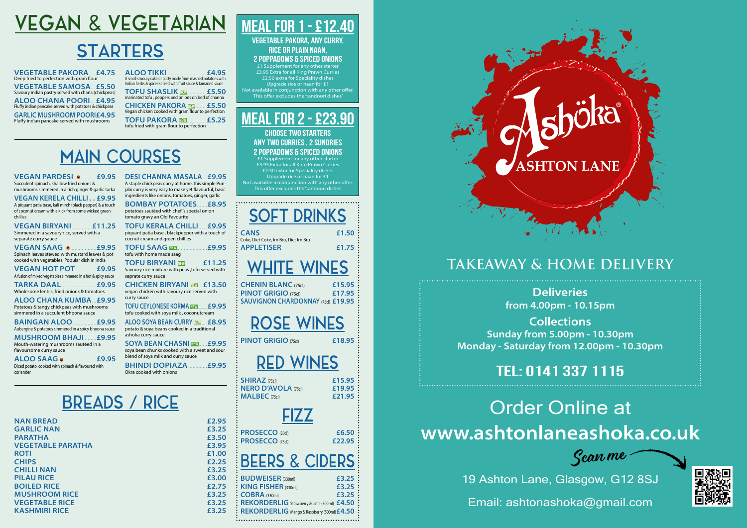# VEGAN & VEGETARIAN

## STARTERS

**VEGETABLE PAKORA** .... **£4.75**
Deep fried to perfection with gram flour

**VEGETABLE SAMOSA** ... **£5.50**
Savoury indian pastry served with chana (chickpeas)

**ALOO CHANA POORI** ... **£4.95**
Fluffy indian pancake served with potatoes & chickpeas

**GARLIC MUSHROOM POORI £4.95**
Fluffy indian pancake served with mushrooms

**ALOO TIKKI** .......... **£4.95**
A small savoury cake or patty made from mashed potatoes with Indian herbs & spices served with fruit sauce & tamarind sauce

**TOFU SHASLIK** NEW ........ **£5.50**
marinated tofu , peppers and onions on bed of channa

**CHICKEN PAKORA** NEW ....... **£5.50**
Vegan chicken cooked with gram flour to perfection

**TOFU PAKORA** NEW ........ **£5.25**
tofu fried with gram flour to perfection

## MAIN COURSES

**VEGAN PARDESI** ........ **£9.95**
Succulent spinach, shallow fried onions & mushrooms simmered in a rich ginger & garlic tarka

**VEGAN KERELA CHILLI . . £9.95**
A piquant patia base, kali mirch (black pepper) & a touch of coconut cream with a kick from some wicked green chillies

**VEGAN BIRYANI** .......... **£11.25**
Simmered in a savoury rice, served with a separate curry sauce

**VEGAN SAAG** ........ **£9.95**
Spinach leaves stewed with mustard leaves & pot cooked with vegetables. Popular dish in india

**VEGAN HOT POT** .......... **£9.95**
A fusion of mixed vegetables simmered in a hot & spicy sauce

**TARKA DAAL** .......... **£9.95**
Wholesome lentils, fried onions & tomatoes

**ALOO CHANA KUMBA** ... **£9.95**
Potatoes & tangy chickpeas with mushrooms simmered in a succulent bhoona sauce

**BAINGAN ALOO** .......... **£9.95**
Aubergine & potatoes simmered in a spicy bhoona sauce

**MUSHROOM BHAJI** ........ **£9.95**
Mouth-watering mushrooms sautéed in a flavoursome curry sauce

**ALOO SAAG** .......... **£9.95**
Diced potato, cooked with spinach & flavoured with coriander

**DESI CHANNA MASALA** ... **£9.95**
A staple chickpeas curry at home, this simple Punjabi curry is very easy to make yet flavourful, basic ingredients like onions, tomatoes, ginger, garlic

**BOMBAY POTATOES** ........ **£8.95**
potatoes sautéed with chef 's special onion tomato gravy an Old Favourite

**TOFU KERALA CHILLI** ...... **£9.95**
piquant patia base , blackpepper with a touch of cocnut cream and green chillies

**TOFU SAAG** NEW .......... **£9.95**
tofu with home made saag

**TOFU BIRYANI** NEW .......... **£11.25**
Savoury rice mixture with peas ,tofu served with seprate curry sauce

**CHICKEN BIRYANI** NEW .... **£13.50**
vegan chicken with savoury rice served with curry sauce

**TOFU CEYLONESE KORMA** NEW ...... **£9.95**
tofu cooked with soya milk , coconutcream

**ALOO SOYA BEAN CURRY** NEW .... **£8.95**
potato & soya beans cooked in a traditional ashoka curry sauce

**SOYA BEAN CHASNI** NEW ...... **£9.95**
soya bean chunks cooked with a sweet and sour blend of soya milk and curry sauce

**BHINDI DOPIAZA** .......... **£9.95**
Okra cooked with onions

## BREADS / RICE

| Item | Price |
|---|---|
| NAN BREAD | £2.95 |
| GARLIC NAN | £3.25 |
| PARATHA | £3.50 |
| VEGETABLE PARATHA | £3.95 |
| ROTI | £1.00 |
| CHIPS | £2.25 |
| CHILLI NAN | £3.25 |
| PILAU RICE | £3.00 |
| BOILED RICE | £2.75 |
| MUSHROOM RICE | £3.25 |
| VEGETABLE RICE | £3.25 |
| KASHMIRI RICE | £3.25 |

## MEAL FOR 1 - £12.40

**VEGETABLE PAKORA, ANY CURRY, RICE OR PLAIN NAAN, 2 POPPADOMS & SPICED ONIONS**

£1 Supplement for any other starter
£3.95 Extra for all King Prawn Curries
£2.50 extra for Speciality dishes
Upgrade rice or naan for £1
Not available in conjunction with any other offer.
This offer excludes the 'tandoori dishes'

## MEAL FOR 2 - £23.90

**CHOOSE TWO STARTERS ANY TWO CURRIES , 2 SUNDRIES 2 POPPADOMS & SPICED ONIONS**

£1 Supplement for any other starter
£3.95 Extra for all King Prawn Curries
£2.50 extra for Speciality dishes
Upgrade rice or naan for £1
Not available in conjunction with any other offer.
This offer excludes the 'tandoori dishes'

## SOFT DRINKS

| Item | Price |
|---|---|
| **CANS** Coke, Diet Coke, Irn Bru, Diet Irn Bru | £1.50 |
| **APPLETISER** | £1.75 |

## WHITE WINES

| Item | Price |
|---|---|
| CHENIN BLANC (75cl) | £15.95 |
| PINOT GRIGIO (75cl) | £17.95 |
| SAUVIGNON CHARDONNAY (75cl) | £19.95 |

## ROSE WINES

| Item | Price |
|---|---|
| PINOT GRIGIO (75cl) | £18.95 |

## RED WINES

| Item | Price |
|---|---|
| SHIRAZ (75cl) | £15.95 |
| NERO D'AVOLA (75cl) | £19.95 |
| MALBEC (75cl) | £21.95 |

## FIZZ

| Item | Price |
|---|---|
| PROSECCO (20cl) | £6.50 |
| PROSECCO (75cl) | £22.95 |

## BEERS & CIDERS

| Item | Price |
|---|---|
| BUDWEISER (330ml) | £3.25 |
| KING FISHER (330ml) | £3.25 |
| COBRA (330ml) | £3.25 |
| REKORDERLIG Strawberry & Lime (500ml) | £4.50 |
| REKORDERLIG Mango & Raspberry (500ml) | £4.50 |

# Ashöka® ASHTON LANE

## TAKEAWAY & HOME DELIVERY

**Deliveries**
from 4.00pm - 10.15pm

**Collections**
Sunday from 5.00pm - 10.30pm
Monday - Saturday from 12.00pm - 10.30pm

**TEL: 0141 337 1115**

Order Online at
**www.ashtonlaneashoka.co.uk**

Scan me

19 Ashton Lane, Glasgow, G12 8SJ

Email: ashtonashoka@gmail.com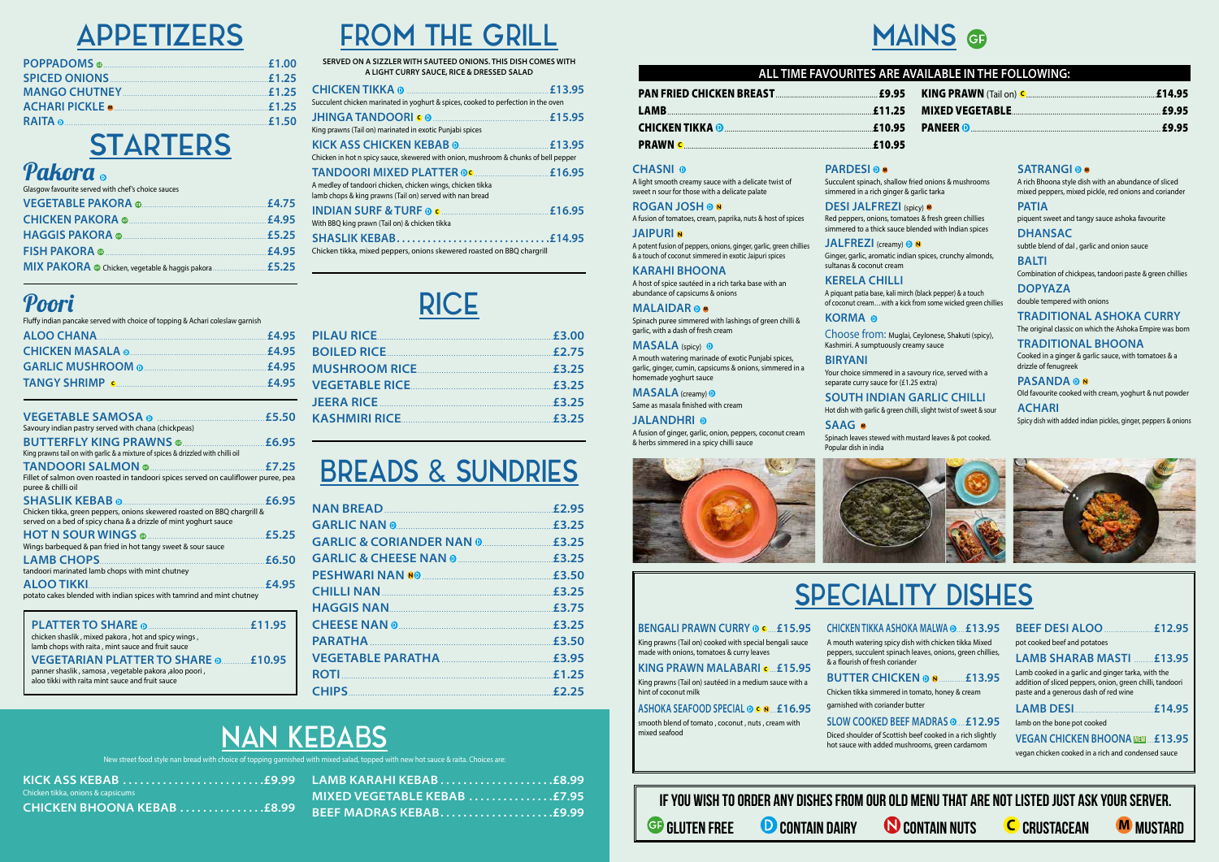# APPETIZERS

| | |
|---|---|
| POPPADOMS GF | £1.00 |
| SPICED ONIONS | £1.25 |
| MANGO CHUTNEY | £1.25 |
| ACHARI PICKLE M | £1.25 |
| RAITA D | £1.50 |

# STARTERS

## Pakora D

Glasgow favourite served with chef's choice sauces

| | |
|---|---|
| VEGETABLE PAKORA GF | £4.75 |
| CHICKEN PAKORA GF | £4.95 |
| HAGGIS PAKORA GF | £5.25 |
| FISH PAKORA GF | £4.95 |
| MIX PAKORA GF Chicken, vegetable & haggis pakora | £5.25 |

## Poori

Fluffy indian pancake served with choice of topping & Achari coleslaw garnish

| | |
|---|---|
| ALOO CHANA | £4.95 |
| CHICKEN MASALA D | £4.95 |
| GARLIC MUSHROOM D | £4.95 |
| TANGY SHRIMP C | £4.95 |

**VEGETABLE SAMOSA D** — £5.50
Savoury indian pastry served with chana (chickpeas)

**BUTTERFLY KING PRAWNS GF** — £6.95
King prawns tail on with garlic & a mixture of spices & drizzled with chilli oil

**TANDOORI SALMON GF** — £7.25
Fillet of salmon oven roasted in tandoori spices served on cauliflower puree, pea puree & chilli oil

**SHASLIK KEBAB D** — £6.95
Chicken tikka, green peppers, onions skewered roasted on BBQ chargrill & served on a bed of spicy chana & a drizzle of mint yoghurt sauce

**HOT N SOUR WINGS GF** — £5.25
Wings barbequed & pan fried in hot tangy sweet & sour sauce

**LAMB CHOPS** — £6.50
tandoori marinated lamb chops with mint chutney

**ALOO TIKKI** — £4.95
potato cakes blended with indian spices with tamrind and mint chutney

**PLATTER TO SHARE D** — £11.95
chicken shaslik, mixed pakora, hot and spicy wings, lamb chops with raita, mint sauce and fruit sauce

**VEGETARIAN PLATTER TO SHARE D** — £10.95
panner shaslik, samosa, vegetable pakora, aloo poori, aloo tikki with raita mint sauce and fruit sauce

# FROM THE GRILL

SERVED ON A SIZZLER WITH SAUTEED ONIONS. THIS DISH COMES WITH A LIGHT CURRY SAUCE, RICE & DRESSED SALAD

**CHICKEN TIKKA D** — £13.95
Succulent chicken marinated in yoghurt & spices, cooked to perfection in the oven

**JHINGA TANDOORI C D** — £15.95
King prawns (Tail on) marinated in exotic Punjabi spices

**KICK ASS CHICKEN KEBAB D** — £13.95
Chicken in hot n spicy sauce, skewered with onion, mushroom & chunks of bell pepper

**TANDOORI MIXED PLATTER D C** — £16.95
A medley of tandoori chicken, chicken wings, chicken tikka lamb chops & king prawns (Tail on) served with nan bread

**INDIAN SURF & TURF D C** — £16.95
With BBQ king prawn (Tail on) & chicken tikka

**SHASLIK KEBAB** — £14.95
Chicken tikka, mixed peppers, onions skewered roasted on BBQ chargrill

# RICE

| | |
|---|---|
| PILAU RICE | £3.00 |
| BOILED RICE | £2.75 |
| MUSHROOM RICE | £3.25 |
| VEGETABLE RICE | £3.25 |
| JEERA RICE | £3.25 |
| KASHMIRI RICE | £3.25 |

# BREADS & SUNDRIES

| | |
|---|---|
| NAN BREAD | £2.95 |
| GARLIC NAN D | £3.25 |
| GARLIC & CORIANDER NAN D | £3.25 |
| GARLIC & CHEESE NAN D | £3.25 |
| PESHWARI NAN N D | £3.50 |
| CHILLI NAN | £3.25 |
| HAGGIS NAN | £3.75 |
| CHEESE NAN D | £3.25 |
| PARATHA | £3.50 |
| VEGETABLE PARATHA | £3.95 |
| ROTI | £1.25 |
| CHIPS | £2.25 |

# NAN KEBABS

New street food style nan bread with choice of topping garnished with mixed salad, topped with new hot sauce & raita. Choices are:

| | |
|---|---|
| KICK ASS KEBAB (Chicken tikka, onions & capsicums) | £9.99 |
| CHICKEN BHOONA KEBAB | £8.99 |
| LAMB KARAHI KEBAB | £8.99 |
| MIXED VEGETABLE KEBAB | £7.95 |
| BEEF MADRAS KEBAB | £9.99 |

# MAINS GF

## ALL TIME FAVOURITES ARE AVAILABLE IN THE FOLLOWING:

| | | | |
|---|---|---|---|
| PAN FRIED CHICKEN BREAST | £9.95 | KING PRAWN (Tail on) C | £14.95 |
| LAMB | £11.25 | MIXED VEGETABLE | £9.95 |
| CHICKEN TIKKA D | £10.95 | PANEER D | £9.95 |
| PRAWN C | £10.95 | | |

**CHASNI D**
A light smooth creamy sauce with a delicate twist of sweet n sour for those with a delicate palate

**ROGAN JOSH D N**
A fusion of tomatoes, cream, paprika, nuts & host of spices

**JAIPURI N**
A potent fusion of peppers, onions, ginger, garlic, green chillies & a touch of coconut simmered in exotic Jaipuri spices

**KARAHI BHOONA**
A host of spice sautéed in a rich tarka base with an abundance of capsicums & onions

**MALAIDAR D M**
Spinach puree simmered with lashings of green chilli & garlic, with a dash of fresh cream

**MASALA** (spicy) **D**
A mouth watering marinade of exotic Punjabi spices, garlic, ginger, cumin, capsicums & onions, simmered in a homemade yoghurt sauce

**MASALA** (creamy) **D**
Same as masala finished with cream

**JALANDHRI D**
A fusion of ginger, garlic, onion, peppers, coconut cream & herbs simmered in a spicy chilli sauce

**PARDESI D M**
Succulent spinach, shallow fried onions & mushrooms simmered in a rich ginger & garlic tarka

**DESI JALFREZI** (spicy) **M**
Red peppers, onions, tomatoes & fresh green chillies simmered to a thick sauce blended with Indian spices

**JALFREZI** (creamy) **D N**
Ginger, garlic, aromatic indian spices, crunchy almonds, sultanas & coconut cream

**KERELA CHILLI**
A piquant patia base, kali mirch (black pepper) & a touch of coconut cream....with a kick from some wicked green chillies

**KORMA D**
Choose from: Muglai, Ceylonese, Shakuti (spicy), Kashmiri. A sumptuously creamy sauce

**BIRYANI**
Your choice simmered in a savoury rice, served with a separate curry sauce for (£1.25 extra)

**SOUTH INDIAN GARLIC CHILLI**
Hot dish with garlic & green chilli, slight twist of sweet & sour

**SAAG M**
Spinach leaves stewed with mustard leaves & pot cooked. Popular dish in india

**SATRANGI D M**
A rich Bhoona style dish with an abundance of sliced mixed peppers, mixed pickle, red onions and coriander

**PATIA**
piquent sweet and tangy sauce ashoka favourite

**DHANSAC**
subtle blend of dal, garlic and onion sauce

**BALTI**
Combination of chickpeas, tandoori paste & green chillies

**DOPYAZA**
double tempered with onions

**TRADITIONAL ASHOKA CURRY**
The original classic on which the Ashoka Empire was born

**TRADITIONAL BHOONA**
Cooked in a ginger & garlic sauce, with tomatoes & a drizzle of fenugreek

**PASANDA D N**
Old favourite cooked with cream, yoghurt & nut powder

**ACHARI**
Spicy dish with added indian pickles, ginger, peppers & onions

# SPECIALITY DISHES

**BENGALI PRAWN CURRY D C** — £15.95
King prawns (Tail on) cooked with special bengali sauce made with onions, tomatoes & curry leaves

**KING PRAWN MALABARI C** — £15.95
King prawns (Tail on) sautéed in a medium sauce with a hint of coconut milk

**ASHOKA SEAFOOD SPECIAL D C N** — £16.95
smooth blend of tomato, coconut, nuts, cream with mixed seafood

**CHICKEN TIKKA ASHOKA MALWA D** — £13.95
A mouth watering spicy dish with chicken tikka Mixed peppers, succulent spinach leaves, onions, green chillies, & a flourish of fresh coriander

**BUTTER CHICKEN D N** — £13.95
Chicken tikka simmered in tomato, honey & cream garnished with coriander butter

**SLOW COOKED BEEF MADRAS D** — £12.95
Diced shoulder of Scottish beef cooked in a rich slightly hot sauce with added mushrooms, green cardamom

**BEEF DESI ALOO** — £12.95
pot cooked beef and potatoes

**LAMB SHARAB MASTI** — £13.95
Lamb cooked in a garlic and ginger tarka, with the addition of sliced peppers, onion, green chilli, tandoori paste and a generous dash of red wine

**LAMB DESI** — £14.95
lamb on the bone pot cooked

**VEGAN CHICKEN BHOONA NEW** — £13.95
vegan chicken cooked in a rich and condensed sauce

**IF YOU WISH TO ORDER ANY DISHES FROM OUR OLD MENU THAT ARE NOT LISTED JUST ASK YOUR SERVER.**

GF GLUTEN FREE — D CONTAIN DAIRY — N CONTAIN NUTS — C CRUSTACEAN — M MUSTARD